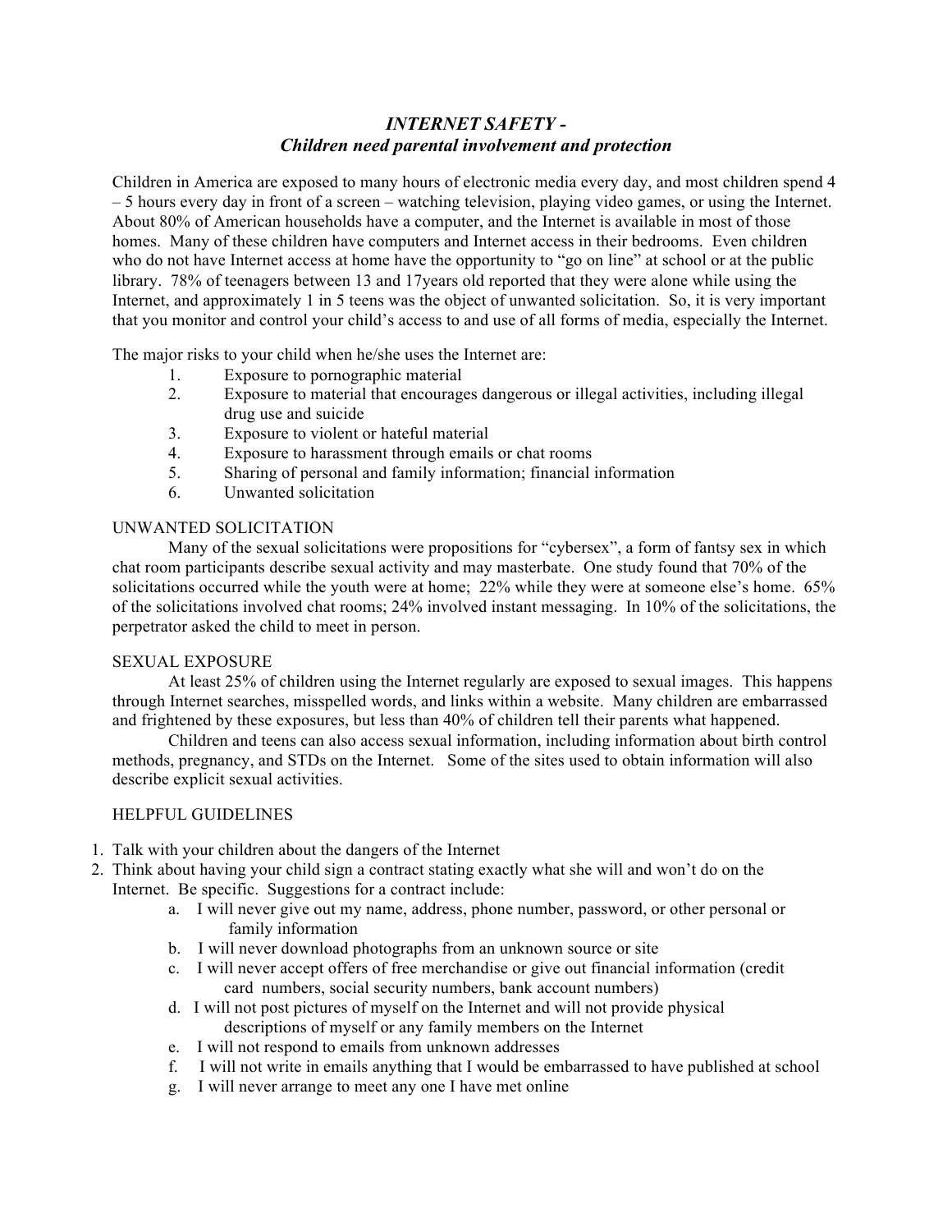# *INTERNET SAFETY - Children need parental involvement and protection*

Children in America are exposed to many hours of electronic media every day, and most children spend 4 – 5 hours every day in front of a screen – watching television, playing video games, or using the Internet. About 80% of American households have a computer, and the Internet is available in most of those homes. Many of these children have computers and Internet access in their bedrooms. Even children who do not have Internet access at home have the opportunity to "go on line" at school or at the public library. 78% of teenagers between 13 and 17years old reported that they were alone while using the Internet, and approximately 1 in 5 teens was the object of unwanted solicitation. So, it is very important that you monitor and control your child's access to and use of all forms of media, especially the Internet.

The major risks to your child when he/she uses the Internet are:

1. Exposure to pornographic material
2. Exposure to material that encourages dangerous or illegal activities, including illegal drug use and suicide
3. Exposure to violent or hateful material
4. Exposure to harassment through emails or chat rooms
5. Sharing of personal and family information; financial information
6. Unwanted solicitation

## UNWANTED SOLICITATION

Many of the sexual solicitations were propositions for "cybersex", a form of fantsy sex in which chat room participants describe sexual activity and may masterbate. One study found that 70% of the solicitations occurred while the youth were at home; 22% while they were at someone else's home. 65% of the solicitations involved chat rooms; 24% involved instant messaging. In 10% of the solicitations, the perpetrator asked the child to meet in person.

## SEXUAL EXPOSURE

At least 25% of children using the Internet regularly are exposed to sexual images. This happens through Internet searches, misspelled words, and links within a website. Many children are embarrassed and frightened by these exposures, but less than 40% of children tell their parents what happened.

Children and teens can also access sexual information, including information about birth control methods, pregnancy, and STDs on the Internet. Some of the sites used to obtain information will also describe explicit sexual activities.

## HELPFUL GUIDELINES

1. Talk with your children about the dangers of the Internet
2. Think about having your child sign a contract stating exactly what she will and won't do on the Internet. Be specific. Suggestions for a contract include:
    a. I will never give out my name, address, phone number, password, or other personal or family information
    b. I will never download photographs from an unknown source or site
    c. I will never accept offers of free merchandise or give out financial information (credit card numbers, social security numbers, bank account numbers)
    d. I will not post pictures of myself on the Internet and will not provide physical descriptions of myself or any family members on the Internet
    e. I will not respond to emails from unknown addresses
    f. I will not write in emails anything that I would be embarrassed to have published at school
    g. I will never arrange to meet any one I have met online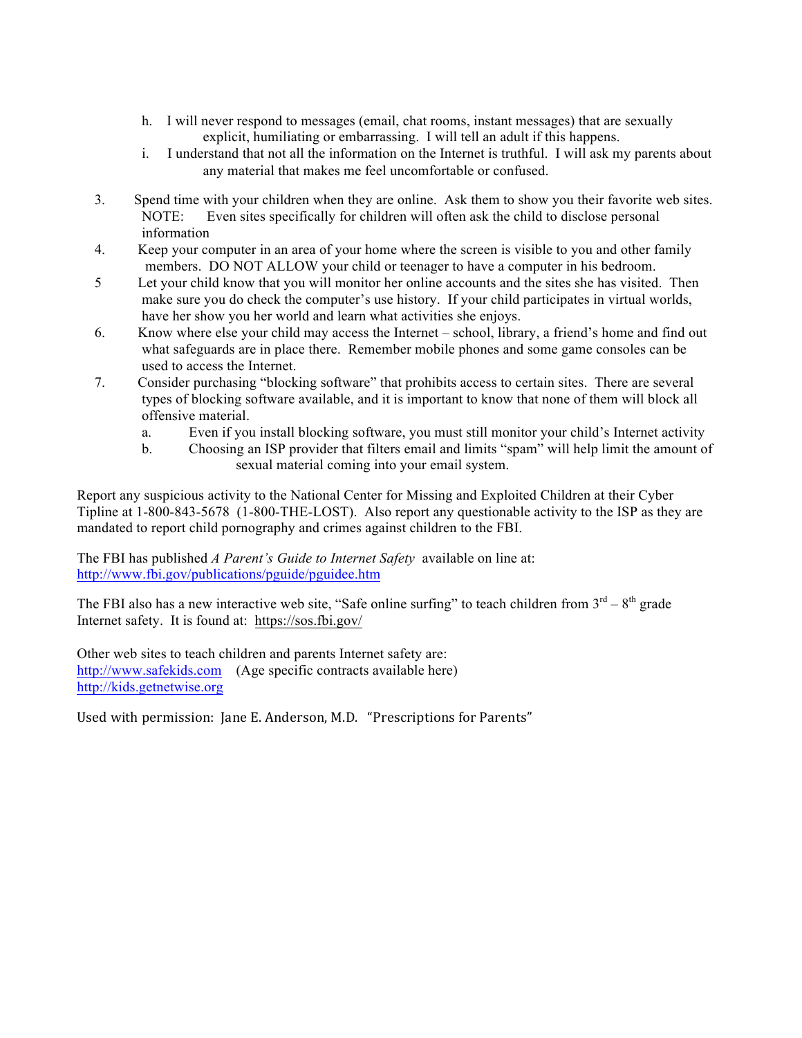h. I will never respond to messages (email, chat rooms, instant messages) that are sexually explicit, humiliating or embarrassing. I will tell an adult if this happens.
i. I understand that not all the information on the Internet is truthful. I will ask my parents about any material that makes me feel uncomfortable or confused.

3. Spend time with your children when they are online. Ask them to show you their favorite web sites. NOTE: Even sites specifically for children will often ask the child to disclose personal information
4. Keep your computer in an area of your home where the screen is visible to you and other family members. DO NOT ALLOW your child or teenager to have a computer in his bedroom.
5 Let your child know that you will monitor her online accounts and the sites she has visited. Then make sure you do check the computer's use history. If your child participates in virtual worlds, have her show you her world and learn what activities she enjoys.
6. Know where else your child may access the Internet – school, library, a friend's home and find out what safeguards are in place there. Remember mobile phones and some game consoles can be used to access the Internet.
7. Consider purchasing "blocking software" that prohibits access to certain sites. There are several types of blocking software available, and it is important to know that none of them will block all offensive material.
   a. Even if you install blocking software, you must still monitor your child's Internet activity
   b. Choosing an ISP provider that filters email and limits "spam" will help limit the amount of sexual material coming into your email system.

Report any suspicious activity to the National Center for Missing and Exploited Children at their Cyber Tipline at 1-800-843-5678 (1-800-THE-LOST). Also report any questionable activity to the ISP as they are mandated to report child pornography and crimes against children to the FBI.

The FBI has published *A Parent's Guide to Internet Safety* available on line at: http://www.fbi.gov/publications/pguide/pguidee.htm

The FBI also has a new interactive web site, "Safe online surfing" to teach children from 3rd – 8th grade Internet safety. It is found at: https://sos.fbi.gov/

Other web sites to teach children and parents Internet safety are:
http://www.safekids.com (Age specific contracts available here)
http://kids.getnetwise.org

Used with permission: Jane E. Anderson, M.D. "Prescriptions for Parents"